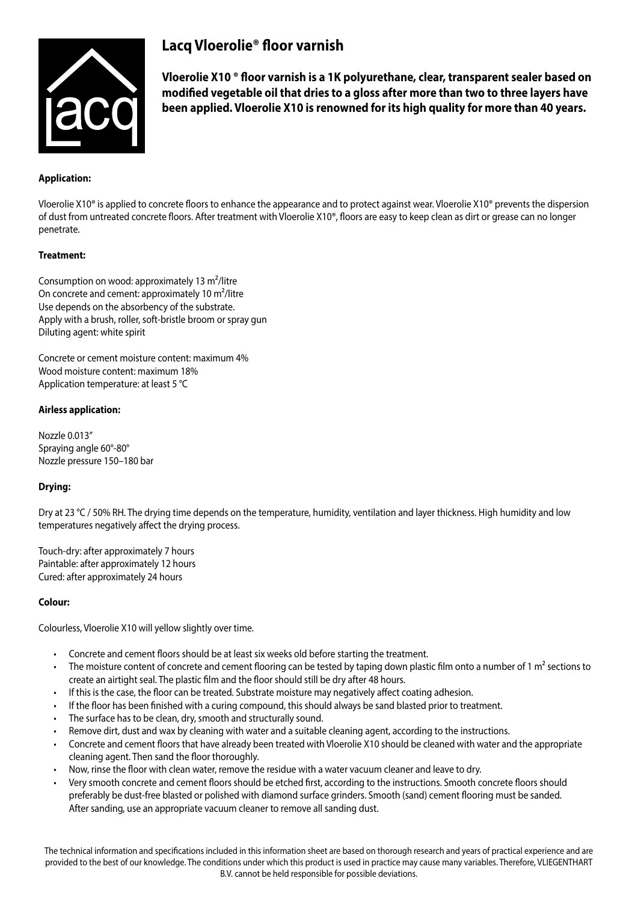# Lacq Vloerolie® floor varnish

**Vloerolie X10 ® floor varnish is a 1K polyurethane, clear, transparent sealer based on modified vegetable oil that dries to a gloss after more than two to three layers have been applied. Vloerolie X10 is renowned for its high quality for more than 40 years.**

**Application:**

Vloerolie X10® is applied to concrete floors to enhance the appearance and to protect against wear. Vloerolie X10® prevents the dispersion of dust from untreated concrete floors. After treatment with Vloerolie X10®, floors are easy to keep clean as dirt or grease can no longer penetrate.

**Treatment:**

Consumption on wood: approximately 13 m²/litre
On concrete and cement: approximately 10 m²/litre
Use depends on the absorbency of the substrate.
Apply with a brush, roller, soft-bristle broom or spray gun
Diluting agent: white spirit

Concrete or cement moisture content: maximum 4%
Wood moisture content: maximum 18%
Application temperature: at least 5 °C

**Airless application:**

Nozzle 0.013"
Spraying angle 60°-80°
Nozzle pressure 150–180 bar

**Drying:**

Dry at 23 °C / 50% RH. The drying time depends on the temperature, humidity, ventilation and layer thickness. High humidity and low temperatures negatively affect the drying process.

Touch-dry: after approximately 7 hours
Paintable: after approximately 12 hours
Cured: after approximately 24 hours

**Colour:**

Colourless, Vloerolie X10 will yellow slightly over time.

- Concrete and cement floors should be at least six weeks old before starting the treatment.
- The moisture content of concrete and cement flooring can be tested by taping down plastic film onto a number of 1 m² sections to create an airtight seal. The plastic film and the floor should still be dry after 48 hours.
- If this is the case, the floor can be treated. Substrate moisture may negatively affect coating adhesion.
- If the floor has been finished with a curing compound, this should always be sand blasted prior to treatment.
- The surface has to be clean, dry, smooth and structurally sound.
- Remove dirt, dust and wax by cleaning with water and a suitable cleaning agent, according to the instructions.
- Concrete and cement floors that have already been treated with Vloerolie X10 should be cleaned with water and the appropriate cleaning agent. Then sand the floor thoroughly.
- Now, rinse the floor with clean water, remove the residue with a water vacuum cleaner and leave to dry.
- Very smooth concrete and cement floors should be etched first, according to the instructions. Smooth concrete floors should preferably be dust-free blasted or polished with diamond surface grinders. Smooth (sand) cement flooring must be sanded. After sanding, use an appropriate vacuum cleaner to remove all sanding dust.

The technical information and specifications included in this information sheet are based on thorough research and years of practical experience and are provided to the best of our knowledge. The conditions under which this product is used in practice may cause many variables. Therefore, VLIEGENTHART B.V. cannot be held responsible for possible deviations.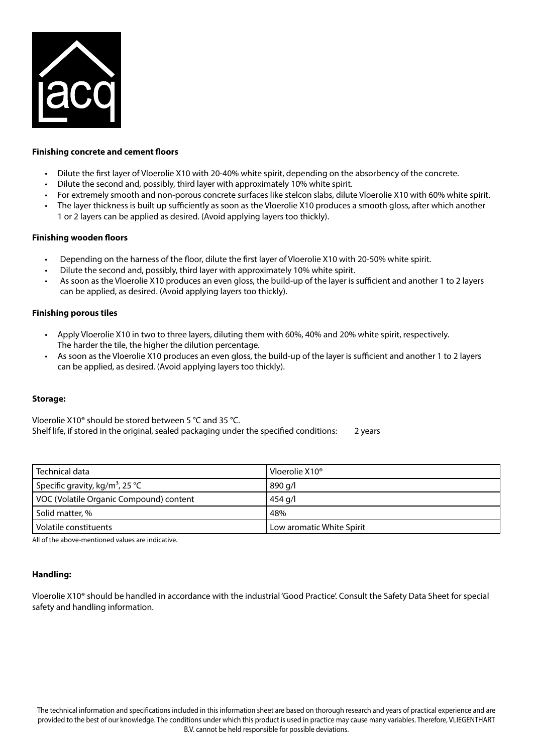**Finishing concrete and cement floors**

- Dilute the first layer of Vloerolie X10 with 20-40% white spirit, depending on the absorbency of the concrete.
- Dilute the second and, possibly, third layer with approximately 10% white spirit.
- For extremely smooth and non-porous concrete surfaces like stelcon slabs, dilute Vloerolie X10 with 60% white spirit.
- The layer thickness is built up sufficiently as soon as the Vloerolie X10 produces a smooth gloss, after which another 1 or 2 layers can be applied as desired. (Avoid applying layers too thickly).

**Finishing wooden floors**

- Depending on the harness of the floor, dilute the first layer of Vloerolie X10 with 20-50% white spirit.
- Dilute the second and, possibly, third layer with approximately 10% white spirit.
- As soon as the Vloerolie X10 produces an even gloss, the build-up of the layer is sufficient and another 1 to 2 layers can be applied, as desired. (Avoid applying layers too thickly).

**Finishing porous tiles**

- Apply Vloerolie X10 in two to three layers, diluting them with 60%, 40% and 20% white spirit, respectively. The harder the tile, the higher the dilution percentage.
- As soon as the Vloerolie X10 produces an even gloss, the build-up of the layer is sufficient and another 1 to 2 layers can be applied, as desired. (Avoid applying layers too thickly).

**Storage:**

Vloerolie X10® should be stored between 5 °C and 35 °C.
Shelf life, if stored in the original, sealed packaging under the specified conditions: 2 years

| Technical data | Vloerolie X10® |
|---|---|
| Specific gravity, kg/m$^3$, 25 °C | 890 g/l |
| VOC (Volatile Organic Compound) content | 454 g/l |
| Solid matter, % | 48% |
| Volatile constituents | Low aromatic White Spirit |

All of the above-mentioned values are indicative.

**Handling:**

Vloerolie X10® should be handled in accordance with the industrial 'Good Practice'. Consult the Safety Data Sheet for special safety and handling information.

The technical information and specifications included in this information sheet are based on thorough research and years of practical experience and are provided to the best of our knowledge. The conditions under which this product is used in practice may cause many variables. Therefore, VLIEGENTHART B.V. cannot be held responsible for possible deviations.